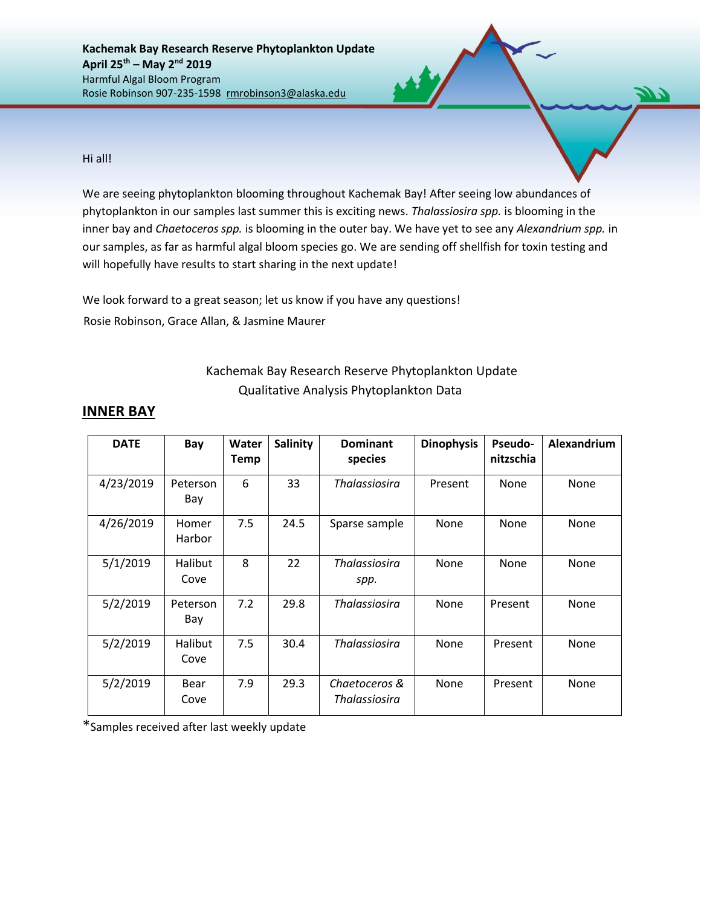**Kachemak Bay Research Reserve Phytoplankton Update**
**April 25th – May 2nd 2019**
Harmful Algal Bloom Program
Rosie Robinson 907-235-1598 rmrobinson3@alaska.edu

Hi all!

We are seeing phytoplankton blooming throughout Kachemak Bay! After seeing low abundances of phytoplankton in our samples last summer this is exciting news. *Thalassiosira spp.* is blooming in the inner bay and *Chaetoceros spp.* is blooming in the outer bay. We have yet to see any *Alexandrium spp.* in our samples, as far as harmful algal bloom species go. We are sending off shellfish for toxin testing and will hopefully have results to start sharing in the next update!

We look forward to a great season; let us know if you have any questions!
Rosie Robinson, Grace Allan, & Jasmine Maurer

Kachemak Bay Research Reserve Phytoplankton Update
Qualitative Analysis Phytoplankton Data

## INNER BAY

| DATE | Bay | Water Temp | Salinity | Dominant species | Dinophysis | Pseudo-nitzschia | Alexandrium |
|---|---|---|---|---|---|---|---|
| 4/23/2019 | Peterson Bay | 6 | 33 | *Thalassiosira* | Present | None | None |
| 4/26/2019 | Homer Harbor | 7.5 | 24.5 | Sparse sample | None | None | None |
| 5/1/2019 | Halibut Cove | 8 | 22 | *Thalassiosira spp.* | None | None | None |
| 5/2/2019 | Peterson Bay | 7.2 | 29.8 | *Thalassiosira* | None | Present | None |
| 5/2/2019 | Halibut Cove | 7.5 | 30.4 | *Thalassiosira* | None | Present | None |
| 5/2/2019 | Bear Cove | 7.9 | 29.3 | *Chaetoceros & Thalassiosira* | None | Present | None |

*Samples received after last weekly update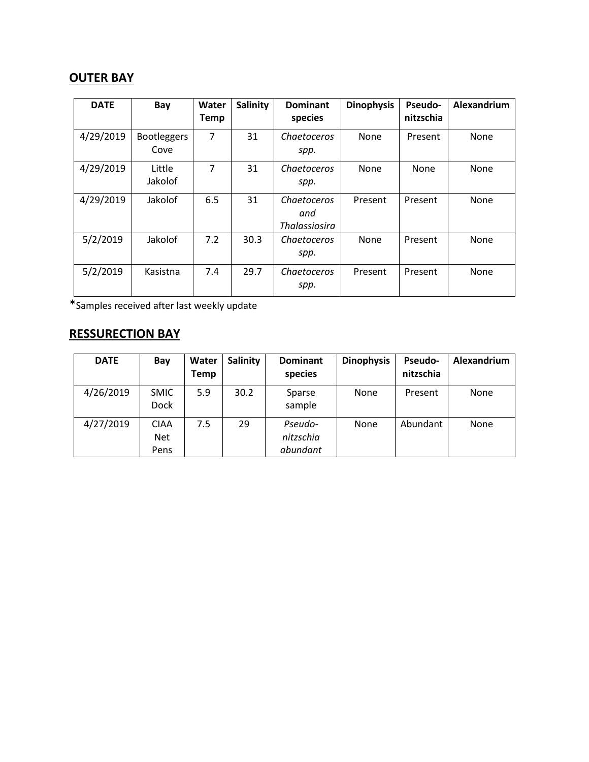## OUTER BAY

| DATE | Bay | Water Temp | Salinity | Dominant species | Dinophysis | Pseudo-nitzschia | Alexandrium |
|---|---|---|---|---|---|---|---|
| 4/29/2019 | Bootleggers Cove | 7 | 31 | *Chaetoceros spp.* | None | Present | None |
| 4/29/2019 | Little Jakolof | 7 | 31 | *Chaetoceros spp.* | None | None | None |
| 4/29/2019 | Jakolof | 6.5 | 31 | *Chaetoceros and Thalassiosira* | Present | Present | None |
| 5/2/2019 | Jakolof | 7.2 | 30.3 | *Chaetoceros spp.* | None | Present | None |
| 5/2/2019 | Kasistna | 7.4 | 29.7 | *Chaetoceros spp.* | Present | Present | None |

*Samples received after last weekly update

## RESSURECTION BAY

| DATE | Bay | Water Temp | Salinity | Dominant species | Dinophysis | Pseudo-nitzschia | Alexandrium |
|---|---|---|---|---|---|---|---|
| 4/26/2019 | SMIC Dock | 5.9 | 30.2 | Sparse sample | None | Present | None |
| 4/27/2019 | CIAA Net Pens | 7.5 | 29 | *Pseudo-nitzschia abundant* | None | Abundant | None |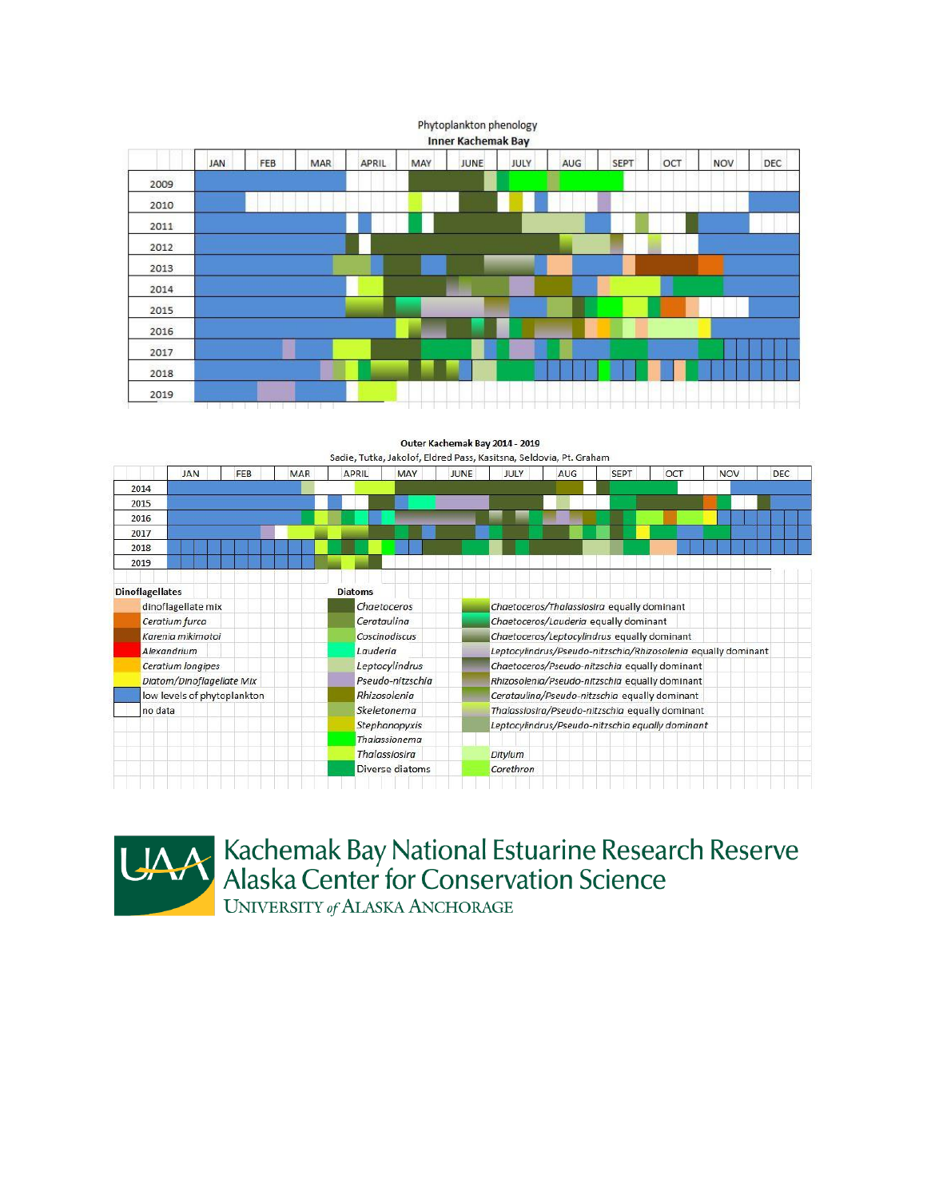Phytoplankton phenology

**Inner Kachemak Bay**

JAN FEB MAR APRIL MAY JUNE JULY AUG SEPT OCT NOV DEC

2009
2010
2011
2012
2013
2014
2015
2016
2017
2018
2019

**Outer Kachemak Bay 2014 - 2019**

Sadie, Tutka, Jakolof, Eldred Pass, Kasitsna, Seldovia, Pt. Graham

JAN FEB MAR APRIL MAY JUNE JULY AUG SEPT OCT NOV DEC

2014
2015
2016
2017
2018
2019

**Dinoflagellates**

- dinoflagellate mix
- *Ceratium furca*
- *Karenia mikimotoi*
- *Alexandrium*
- *Ceratium longipes*
- Diatom/Dinoflagellate Mix
- low levels of phytoplankton
- no data

**Diatoms**

- *Chaetoceros*
- *Cerataulina*
- *Coscinodiscus*
- *Lauderia*
- *Leptocylindrus*
- *Pseudo-nitzschia*
- *Rhizosolenia*
- *Skeletonema*
- *Stephanopyxis*
- *Thalassionema*
- *Thalassiosira*
- Diverse diatoms
- *Chaetoceros/Thalassiosira* equally dominant
- *Chaetoceros/Lauderia* equally dominant
- *Chaetoceros/Leptocylindrus* equally dominant
- *Leptocylindrus/Pseudo-nitzschia/Rhizosolenia* equally dominant
- *Chaetoceros/Pseudo-nitzschia* equally dominant
- *Rhizosolenia/Pseudo-nitzschia* equally dominant
- *Cerataulina/Pseudo-nitzschia* equally dominant
- *Thalassiosira/Pseudo-nitzschia* equally dominant
- *Leptocylindrus/Pseudo-nitzschia* equally dominant
- *Ditylum*
- *Corethron*

Kachemak Bay National Estuarine Research Reserve
Alaska Center for Conservation Science
UNIVERSITY *of* ALASKA ANCHORAGE